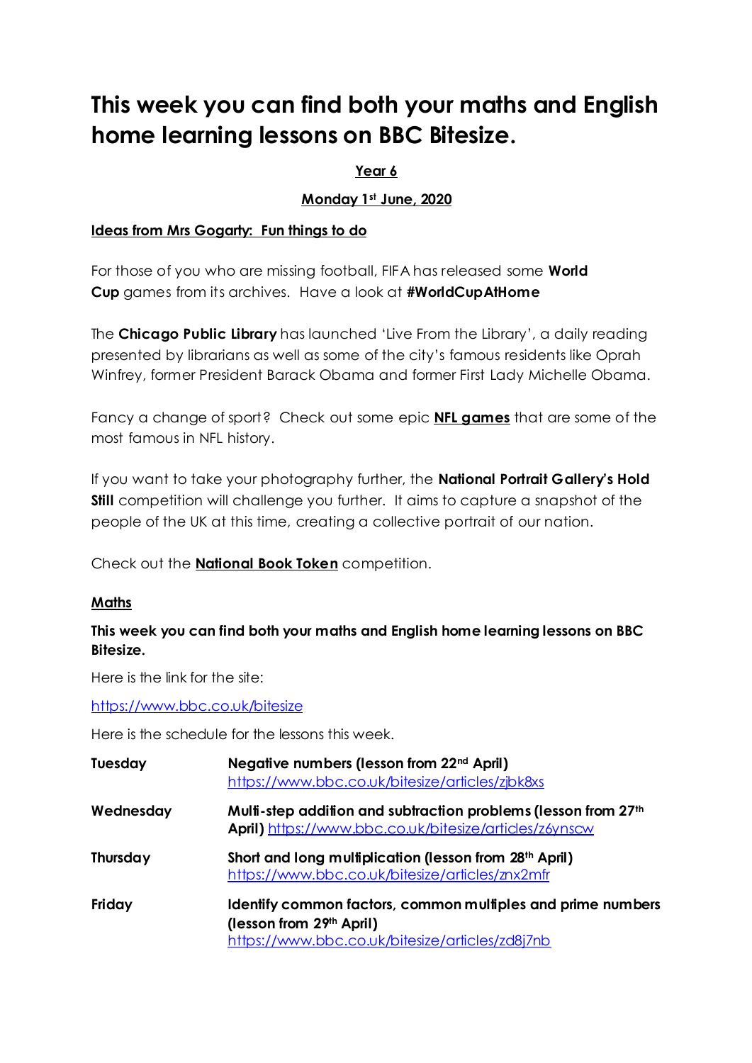# This week you can find both your maths and English home learning lessons on BBC Bitesize.

**Year 6**

**Monday 1st June, 2020**

**Ideas from Mrs Gogarty: Fun things to do**

For those of you who are missing football, FIFA has released some **World Cup** games from its archives. Have a look at **#WorldCupAtHome**

The **Chicago Public Library** has launched 'Live From the Library', a daily reading presented by librarians as well as some of the city's famous residents like Oprah Winfrey, former President Barack Obama and former First Lady Michelle Obama.

Fancy a change of sport? Check out some epic **NFL games** that are some of the most famous in NFL history.

If you want to take your photography further, the **National Portrait Gallery's Hold Still** competition will challenge you further. It aims to capture a snapshot of the people of the UK at this time, creating a collective portrait of our nation.

Check out the **National Book Token** competition.

## Maths

**This week you can find both your maths and English home learning lessons on BBC Bitesize.**

Here is the link for the site:

https://www.bbc.co.uk/bitesize

Here is the schedule for the lessons this week.

| | |
|---|---|
| **Tuesday** | **Negative numbers (lesson from 22nd April)** https://www.bbc.co.uk/bitesize/articles/zjbk8xs |
| **Wednesday** | **Multi-step addition and subtraction problems (lesson from 27th April)** https://www.bbc.co.uk/bitesize/articles/z6ynscw |
| **Thursday** | **Short and long multiplication (lesson from 28th April)** https://www.bbc.co.uk/bitesize/articles/znx2mfr |
| **Friday** | **Identify common factors, common multiples and prime numbers (lesson from 29th April)** https://www.bbc.co.uk/bitesize/articles/zd8j7nb |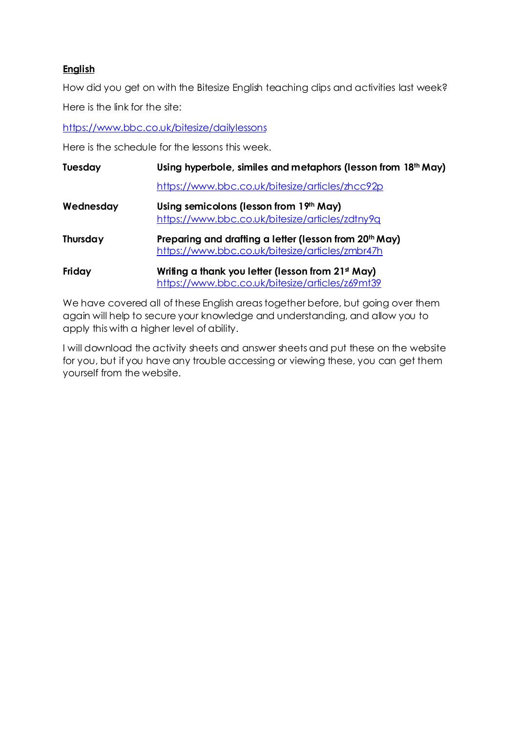**English**

How did you get on with the Bitesize English teaching clips and activities last week?

Here is the link for the site:

https://www.bbc.co.uk/bitesize/dailylessons

Here is the schedule for the lessons this week.

| | |
|---|---|
| **Tuesday** | **Using hyperbole, similes and metaphors (lesson from 18th May)**<br>https://www.bbc.co.uk/bitesize/articles/zhcc92p |
| **Wednesday** | **Using semicolons (lesson from 19th May)**<br>https://www.bbc.co.uk/bitesize/articles/zdtny9q |
| **Thursday** | **Preparing and drafting a letter (lesson from 20th May)**<br>https://www.bbc.co.uk/bitesize/articles/zmbr47h |
| **Friday** | **Writing a thank you letter (lesson from 21st May)**<br>https://www.bbc.co.uk/bitesize/articles/z69mt39 |

We have covered all of these English areas together before, but going over them again will help to secure your knowledge and understanding, and allow you to apply this with a higher level of ability.

I will download the activity sheets and answer sheets and put these on the website for you, but if you have any trouble accessing or viewing these, you can get them yourself from the website.